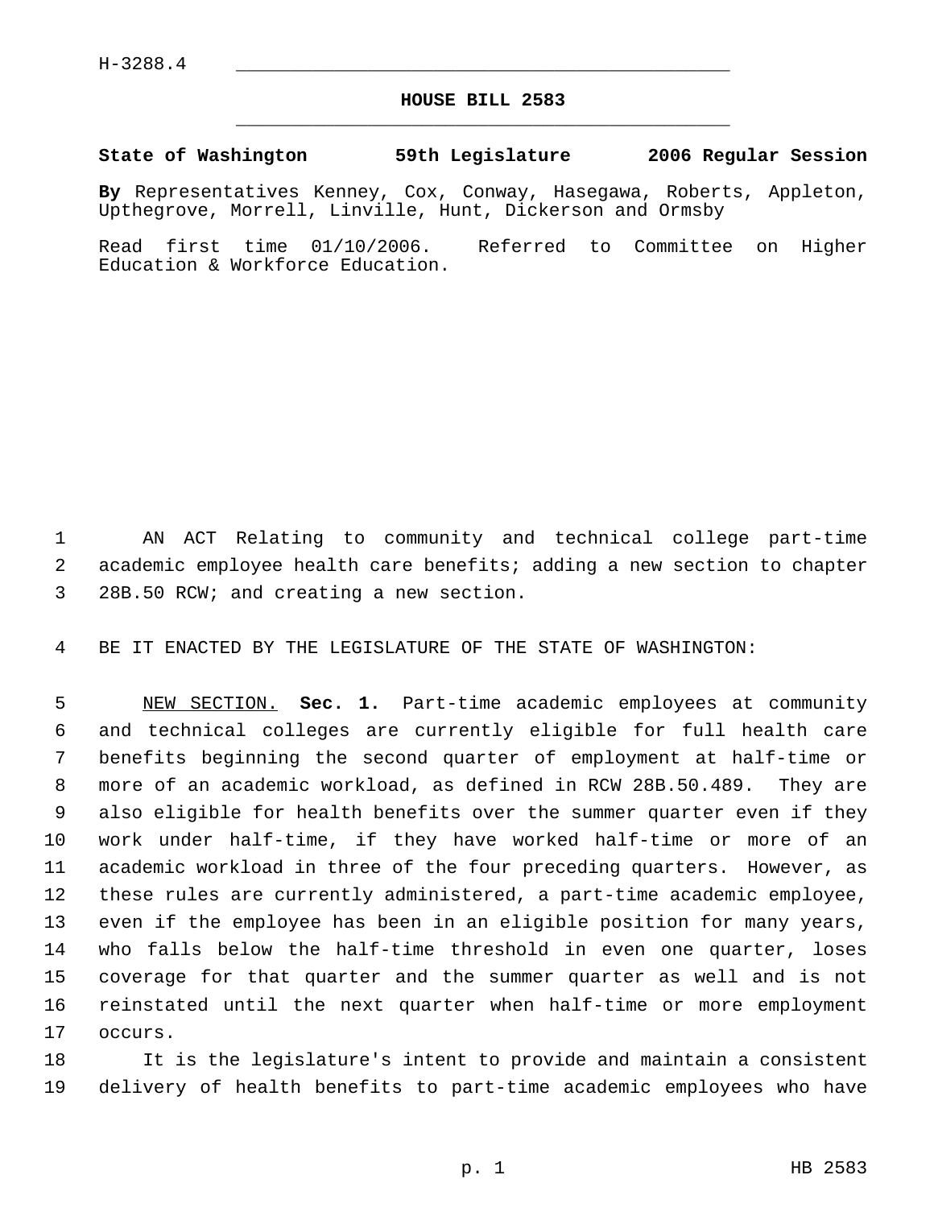H-3288.4

# HOUSE BILL 2583

**State of Washington 59th Legislature 2006 Regular Session**

**By** Representatives Kenney, Cox, Conway, Hasegawa, Roberts, Appleton, Upthegrove, Morrell, Linville, Hunt, Dickerson and Ormsby

Read first time 01/10/2006. Referred to Committee on Higher Education & Workforce Education.

AN ACT Relating to community and technical college part-time academic employee health care benefits; adding a new section to chapter 28B.50 RCW; and creating a new section.

BE IT ENACTED BY THE LEGISLATURE OF THE STATE OF WASHINGTON:

NEW SECTION. **Sec. 1.** Part-time academic employees at community and technical colleges are currently eligible for full health care benefits beginning the second quarter of employment at half-time or more of an academic workload, as defined in RCW 28B.50.489. They are also eligible for health benefits over the summer quarter even if they work under half-time, if they have worked half-time or more of an academic workload in three of the four preceding quarters. However, as these rules are currently administered, a part-time academic employee, even if the employee has been in an eligible position for many years, who falls below the half-time threshold in even one quarter, loses coverage for that quarter and the summer quarter as well and is not reinstated until the next quarter when half-time or more employment occurs.

It is the legislature's intent to provide and maintain a consistent delivery of health benefits to part-time academic employees who have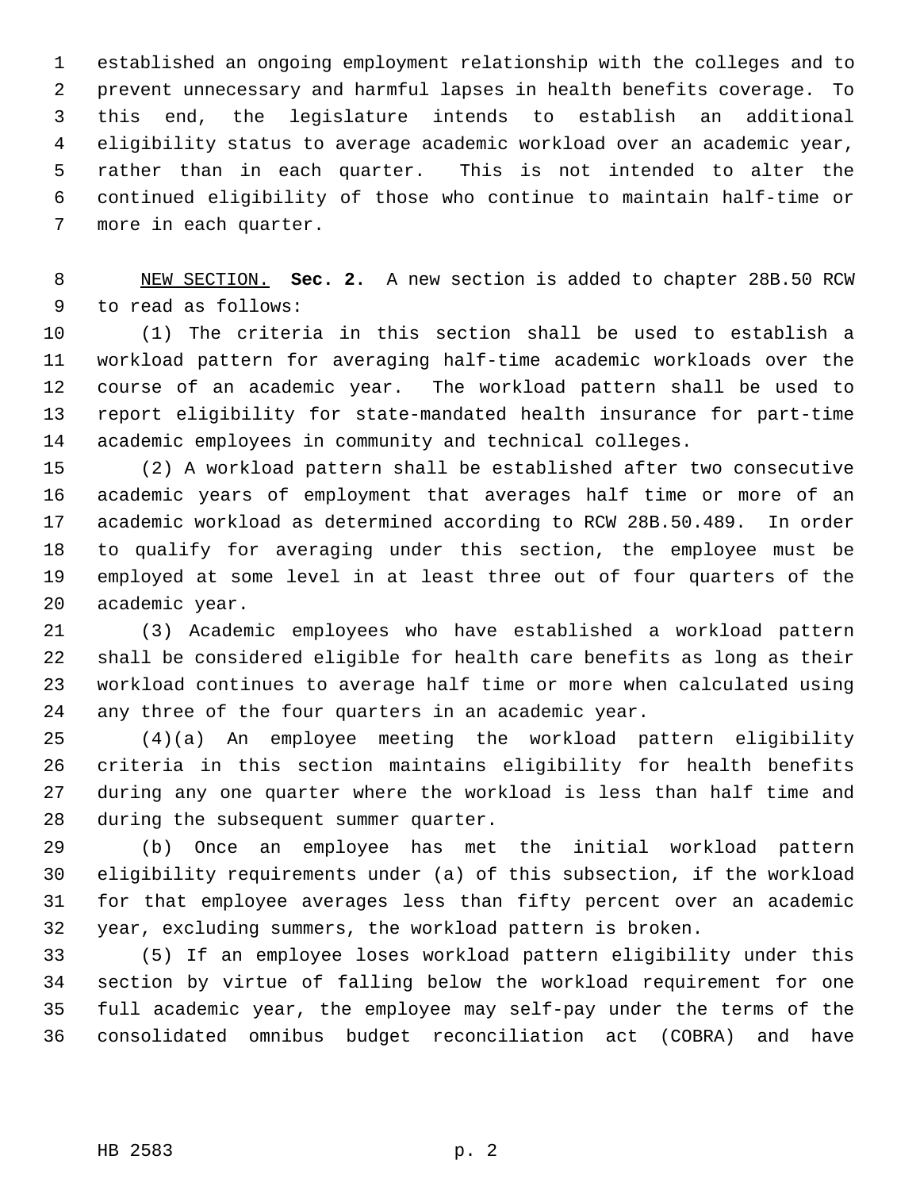established an ongoing employment relationship with the colleges and to prevent unnecessary and harmful lapses in health benefits coverage. To this end, the legislature intends to establish an additional eligibility status to average academic workload over an academic year, rather than in each quarter. This is not intended to alter the continued eligibility of those who continue to maintain half-time or more in each quarter.

NEW SECTION. **Sec. 2.** A new section is added to chapter 28B.50 RCW to read as follows:

(1) The criteria in this section shall be used to establish a workload pattern for averaging half-time academic workloads over the course of an academic year. The workload pattern shall be used to report eligibility for state-mandated health insurance for part-time academic employees in community and technical colleges.

(2) A workload pattern shall be established after two consecutive academic years of employment that averages half time or more of an academic workload as determined according to RCW 28B.50.489. In order to qualify for averaging under this section, the employee must be employed at some level in at least three out of four quarters of the academic year.

(3) Academic employees who have established a workload pattern shall be considered eligible for health care benefits as long as their workload continues to average half time or more when calculated using any three of the four quarters in an academic year.

(4)(a) An employee meeting the workload pattern eligibility criteria in this section maintains eligibility for health benefits during any one quarter where the workload is less than half time and during the subsequent summer quarter.

(b) Once an employee has met the initial workload pattern eligibility requirements under (a) of this subsection, if the workload for that employee averages less than fifty percent over an academic year, excluding summers, the workload pattern is broken.

(5) If an employee loses workload pattern eligibility under this section by virtue of falling below the workload requirement for one full academic year, the employee may self-pay under the terms of the consolidated omnibus budget reconciliation act (COBRA) and have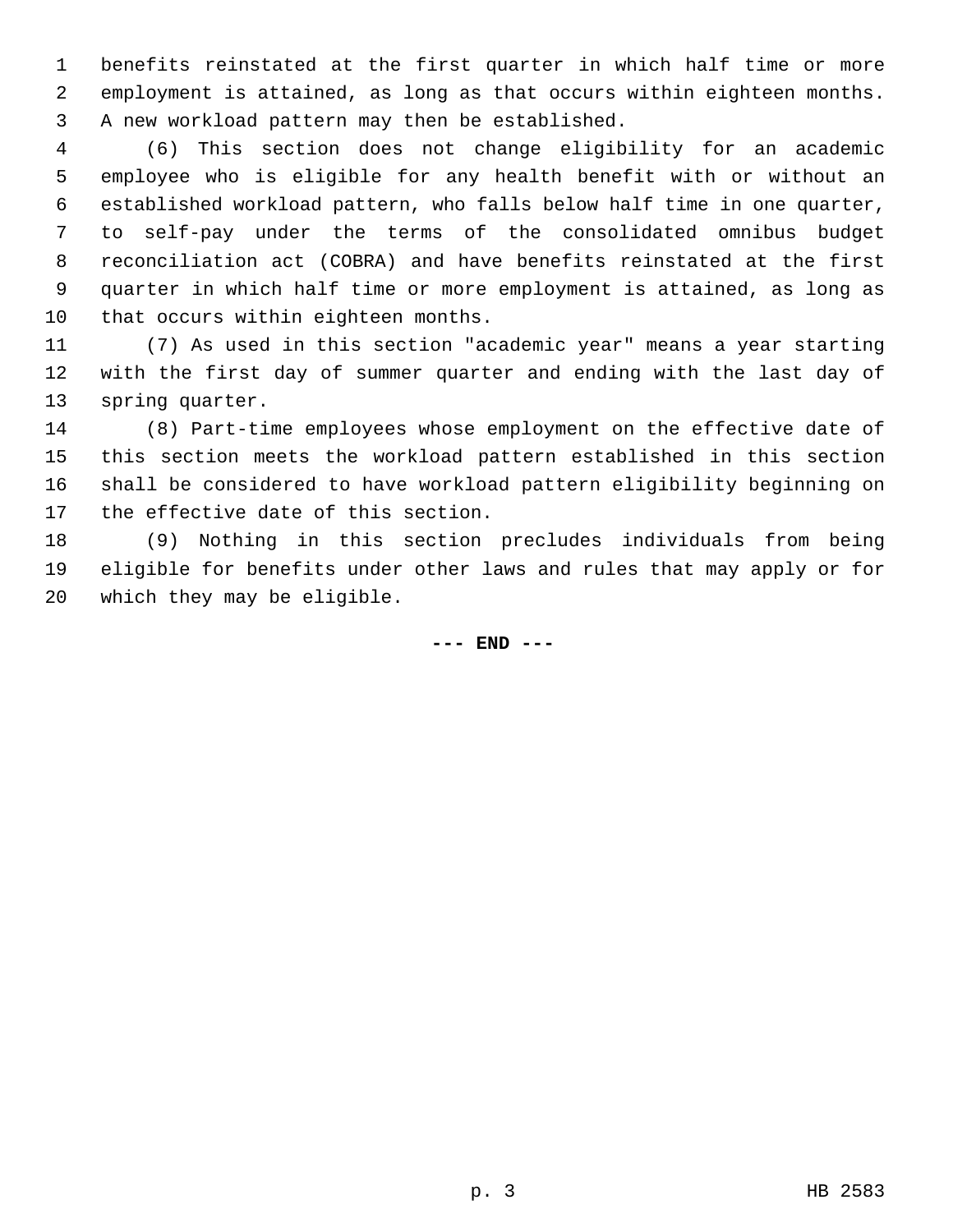benefits reinstated at the first quarter in which half time or more employment is attained, as long as that occurs within eighteen months. A new workload pattern may then be established.

(6) This section does not change eligibility for an academic employee who is eligible for any health benefit with or without an established workload pattern, who falls below half time in one quarter, to self-pay under the terms of the consolidated omnibus budget reconciliation act (COBRA) and have benefits reinstated at the first quarter in which half time or more employment is attained, as long as that occurs within eighteen months.

(7) As used in this section "academic year" means a year starting with the first day of summer quarter and ending with the last day of spring quarter.

(8) Part-time employees whose employment on the effective date of this section meets the workload pattern established in this section shall be considered to have workload pattern eligibility beginning on the effective date of this section.

(9) Nothing in this section precludes individuals from being eligible for benefits under other laws and rules that may apply or for which they may be eligible.

**--- END ---**